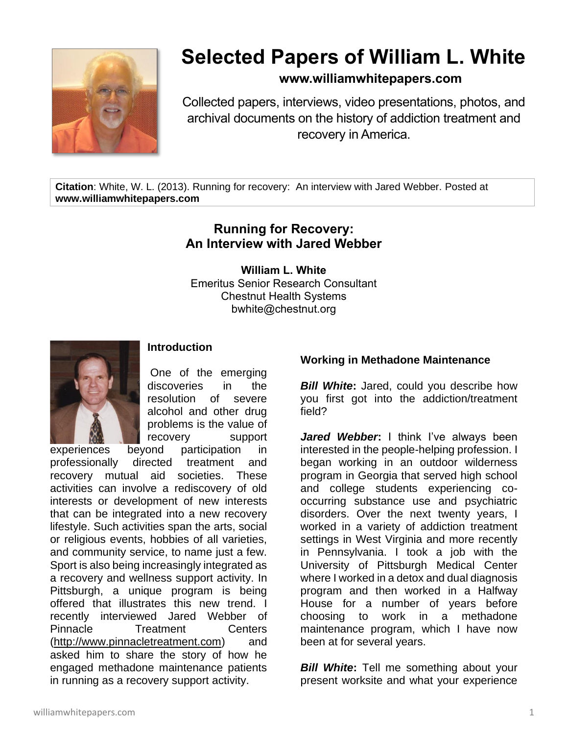# Selected Papers of William L. White

**www.williamwhitepapers.com**

Collected papers, interviews, video presentations, photos, and archival documents on the history of addiction treatment and recovery in America.

**Citation**: White, W. L. (2013). Running for recovery: An interview with Jared Webber. Posted at **www.williamwhitepapers.com**

## Running for Recovery: An Interview with Jared Webber

**William L. White**
Emeritus Senior Research Consultant
Chestnut Health Systems
bwhite@chestnut.org

### Introduction

One of the emerging discoveries in the resolution of severe alcohol and other drug problems is the value of recovery support experiences beyond participation in professionally directed treatment and recovery mutual aid societies. These activities can involve a rediscovery of old interests or development of new interests that can be integrated into a new recovery lifestyle. Such activities span the arts, social or religious events, hobbies of all varieties, and community service, to name just a few. Sport is also being increasingly integrated as a recovery and wellness support activity. In Pittsburgh, a unique program is being offered that illustrates this new trend. I recently interviewed Jared Webber of Pinnacle Treatment Centers (http://www.pinnacletreatment.com) and asked him to share the story of how he engaged methadone maintenance patients in running as a recovery support activity.

### Working in Methadone Maintenance

***Bill White*****:** Jared, could you describe how you first got into the addiction/treatment field?

***Jared Webber*****:** I think I've always been interested in the people-helping profession. I began working in an outdoor wilderness program in Georgia that served high school and college students experiencing co-occurring substance use and psychiatric disorders. Over the next twenty years, I worked in a variety of addiction treatment settings in West Virginia and more recently in Pennsylvania. I took a job with the University of Pittsburgh Medical Center where I worked in a detox and dual diagnosis program and then worked in a Halfway House for a number of years before choosing to work in a methadone maintenance program, which I have now been at for several years.

***Bill White*****:** Tell me something about your present worksite and what your experience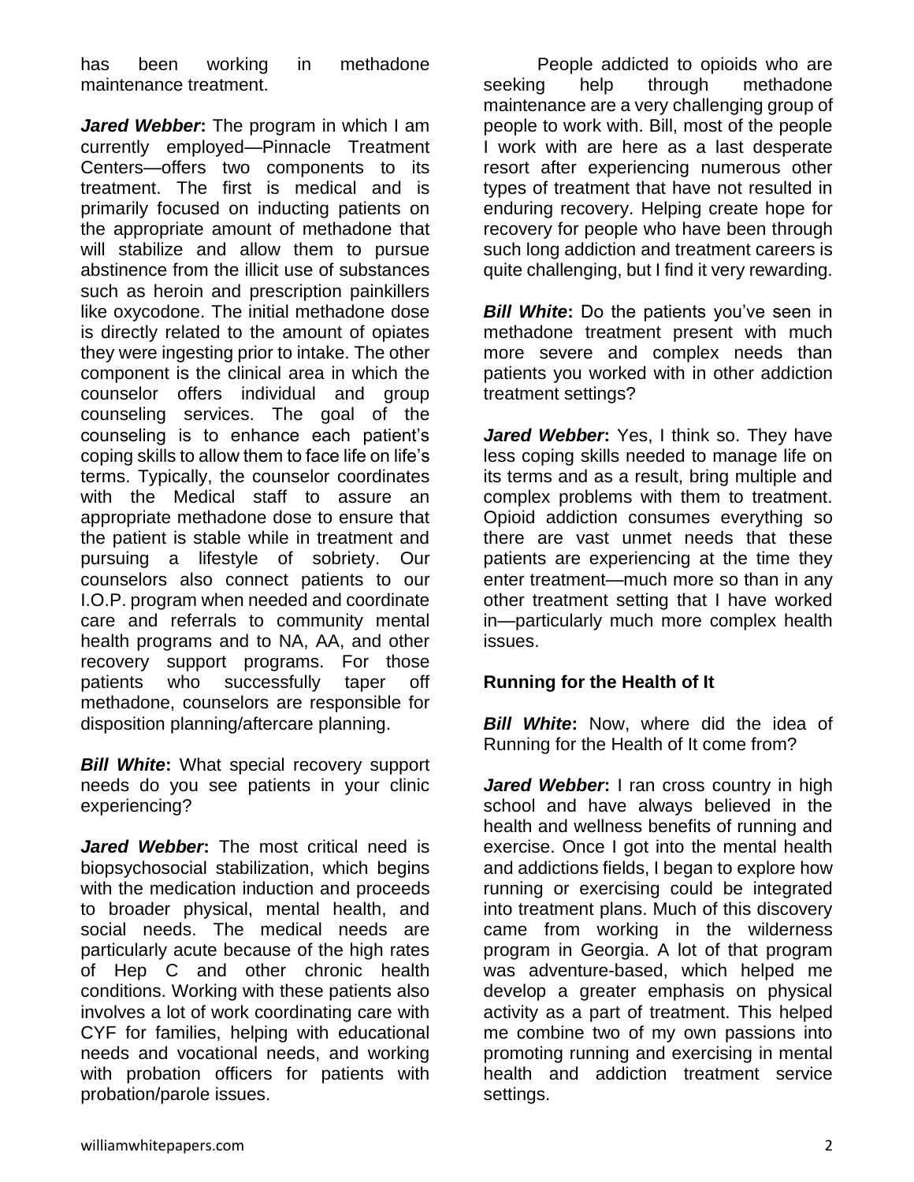has been working in methadone maintenance treatment.

***Jared Webber*:** The program in which I am currently employed—Pinnacle Treatment Centers—offers two components to its treatment. The first is medical and is primarily focused on inducting patients on the appropriate amount of methadone that will stabilize and allow them to pursue abstinence from the illicit use of substances such as heroin and prescription painkillers like oxycodone. The initial methadone dose is directly related to the amount of opiates they were ingesting prior to intake. The other component is the clinical area in which the counselor offers individual and group counseling services. The goal of the counseling is to enhance each patient's coping skills to allow them to face life on life's terms. Typically, the counselor coordinates with the Medical staff to assure an appropriate methadone dose to ensure that the patient is stable while in treatment and pursuing a lifestyle of sobriety. Our counselors also connect patients to our I.O.P. program when needed and coordinate care and referrals to community mental health programs and to NA, AA, and other recovery support programs. For those patients who successfully taper off methadone, counselors are responsible for disposition planning/aftercare planning.

***Bill White*:** What special recovery support needs do you see patients in your clinic experiencing?

***Jared Webber*:** The most critical need is biopsychosocial stabilization, which begins with the medication induction and proceeds to broader physical, mental health, and social needs. The medical needs are particularly acute because of the high rates of Hep C and other chronic health conditions. Working with these patients also involves a lot of work coordinating care with CYF for families, helping with educational needs and vocational needs, and working with probation officers for patients with probation/parole issues.

People addicted to opioids who are seeking help through methadone maintenance are a very challenging group of people to work with. Bill, most of the people I work with are here as a last desperate resort after experiencing numerous other types of treatment that have not resulted in enduring recovery. Helping create hope for recovery for people who have been through such long addiction and treatment careers is quite challenging, but I find it very rewarding.

***Bill White*:** Do the patients you've seen in methadone treatment present with much more severe and complex needs than patients you worked with in other addiction treatment settings?

***Jared Webber*:** Yes, I think so. They have less coping skills needed to manage life on its terms and as a result, bring multiple and complex problems with them to treatment. Opioid addiction consumes everything so there are vast unmet needs that these patients are experiencing at the time they enter treatment—much more so than in any other treatment setting that I have worked in—particularly much more complex health issues.

### Running for the Health of It

***Bill White*:** Now, where did the idea of Running for the Health of It come from?

***Jared Webber*:** I ran cross country in high school and have always believed in the health and wellness benefits of running and exercise. Once I got into the mental health and addictions fields, I began to explore how running or exercising could be integrated into treatment plans. Much of this discovery came from working in the wilderness program in Georgia. A lot of that program was adventure-based, which helped me develop a greater emphasis on physical activity as a part of treatment. This helped me combine two of my own passions into promoting running and exercising in mental health and addiction treatment service settings.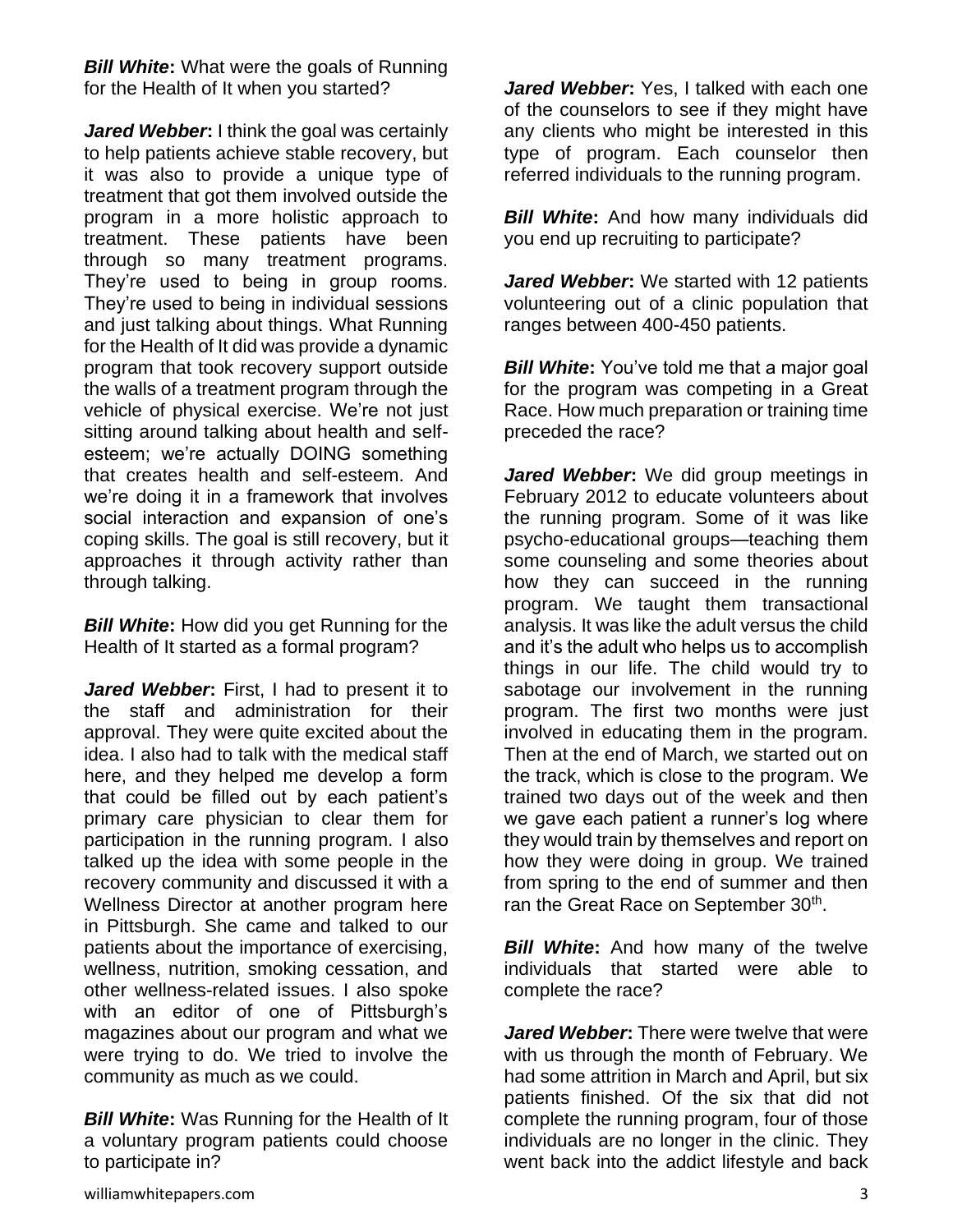***Bill White*:** What were the goals of Running for the Health of It when you started?

***Jared Webber*:** I think the goal was certainly to help patients achieve stable recovery, but it was also to provide a unique type of treatment that got them involved outside the program in a more holistic approach to treatment. These patients have been through so many treatment programs. They're used to being in group rooms. They're used to being in individual sessions and just talking about things. What Running for the Health of It did was provide a dynamic program that took recovery support outside the walls of a treatment program through the vehicle of physical exercise. We're not just sitting around talking about health and self-esteem; we're actually DOING something that creates health and self-esteem. And we're doing it in a framework that involves social interaction and expansion of one's coping skills. The goal is still recovery, but it approaches it through activity rather than through talking.

***Bill White*:** How did you get Running for the Health of It started as a formal program?

***Jared Webber*:** First, I had to present it to the staff and administration for their approval. They were quite excited about the idea. I also had to talk with the medical staff here, and they helped me develop a form that could be filled out by each patient's primary care physician to clear them for participation in the running program. I also talked up the idea with some people in the recovery community and discussed it with a Wellness Director at another program here in Pittsburgh. She came and talked to our patients about the importance of exercising, wellness, nutrition, smoking cessation, and other wellness-related issues. I also spoke with an editor of one of Pittsburgh's magazines about our program and what we were trying to do. We tried to involve the community as much as we could.

***Bill White*:** Was Running for the Health of It a voluntary program patients could choose to participate in?

***Jared Webber*:** Yes, I talked with each one of the counselors to see if they might have any clients who might be interested in this type of program. Each counselor then referred individuals to the running program.

***Bill White*:** And how many individuals did you end up recruiting to participate?

***Jared Webber*:** We started with 12 patients volunteering out of a clinic population that ranges between 400-450 patients.

***Bill White*:** You've told me that a major goal for the program was competing in a Great Race. How much preparation or training time preceded the race?

***Jared Webber*:** We did group meetings in February 2012 to educate volunteers about the running program. Some of it was like psycho-educational groups—teaching them some counseling and some theories about how they can succeed in the running program. We taught them transactional analysis. It was like the adult versus the child and it's the adult who helps us to accomplish things in our life. The child would try to sabotage our involvement in the running program. The first two months were just involved in educating them in the program. Then at the end of March, we started out on the track, which is close to the program. We trained two days out of the week and then we gave each patient a runner's log where they would train by themselves and report on how they were doing in group. We trained from spring to the end of summer and then ran the Great Race on September 30th.

***Bill White*:** And how many of the twelve individuals that started were able to complete the race?

***Jared Webber*:** There were twelve that were with us through the month of February. We had some attrition in March and April, but six patients finished. Of the six that did not complete the running program, four of those individuals are no longer in the clinic. They went back into the addict lifestyle and back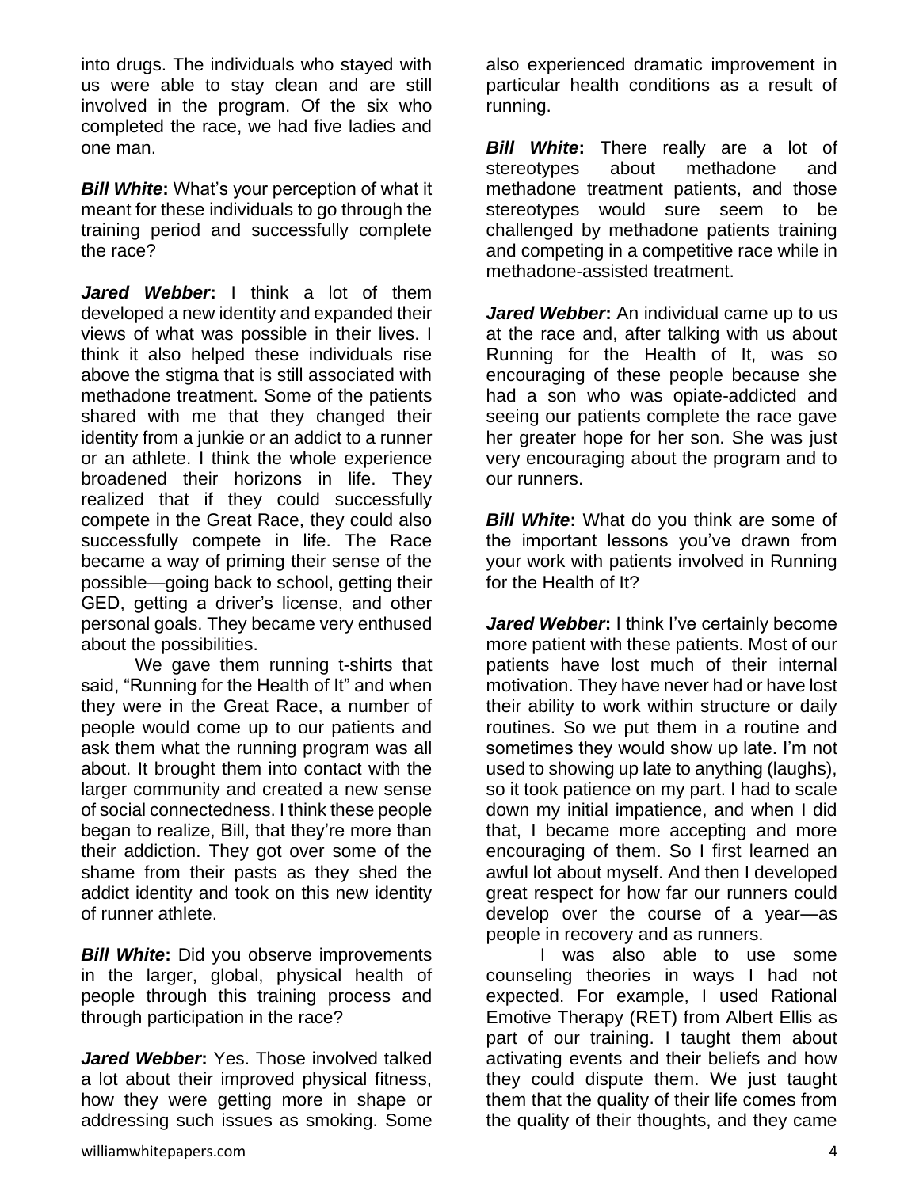into drugs. The individuals who stayed with us were able to stay clean and are still involved in the program. Of the six who completed the race, we had five ladies and one man.

***Bill White*:** What's your perception of what it meant for these individuals to go through the training period and successfully complete the race?

***Jared Webber*:** I think a lot of them developed a new identity and expanded their views of what was possible in their lives. I think it also helped these individuals rise above the stigma that is still associated with methadone treatment. Some of the patients shared with me that they changed their identity from a junkie or an addict to a runner or an athlete. I think the whole experience broadened their horizons in life. They realized that if they could successfully compete in the Great Race, they could also successfully compete in life. The Race became a way of priming their sense of the possible—going back to school, getting their GED, getting a driver's license, and other personal goals. They became very enthused about the possibilities.

We gave them running t-shirts that said, "Running for the Health of It" and when they were in the Great Race, a number of people would come up to our patients and ask them what the running program was all about. It brought them into contact with the larger community and created a new sense of social connectedness. I think these people began to realize, Bill, that they're more than their addiction. They got over some of the shame from their pasts as they shed the addict identity and took on this new identity of runner athlete.

***Bill White*:** Did you observe improvements in the larger, global, physical health of people through this training process and through participation in the race?

***Jared Webber*:** Yes. Those involved talked a lot about their improved physical fitness, how they were getting more in shape or addressing such issues as smoking. Some also experienced dramatic improvement in particular health conditions as a result of running.

***Bill White*:** There really are a lot of stereotypes about methadone and methadone treatment patients, and those stereotypes would sure seem to be challenged by methadone patients training and competing in a competitive race while in methadone-assisted treatment.

***Jared Webber*:** An individual came up to us at the race and, after talking with us about Running for the Health of It, was so encouraging of these people because she had a son who was opiate-addicted and seeing our patients complete the race gave her greater hope for her son. She was just very encouraging about the program and to our runners.

***Bill White*:** What do you think are some of the important lessons you've drawn from your work with patients involved in Running for the Health of It?

***Jared Webber*:** I think I've certainly become more patient with these patients. Most of our patients have lost much of their internal motivation. They have never had or have lost their ability to work within structure or daily routines. So we put them in a routine and sometimes they would show up late. I'm not used to showing up late to anything (laughs), so it took patience on my part. I had to scale down my initial impatience, and when I did that, I became more accepting and more encouraging of them. So I first learned an awful lot about myself. And then I developed great respect for how far our runners could develop over the course of a year—as people in recovery and as runners.

I was also able to use some counseling theories in ways I had not expected. For example, I used Rational Emotive Therapy (RET) from Albert Ellis as part of our training. I taught them about activating events and their beliefs and how they could dispute them. We just taught them that the quality of their life comes from the quality of their thoughts, and they came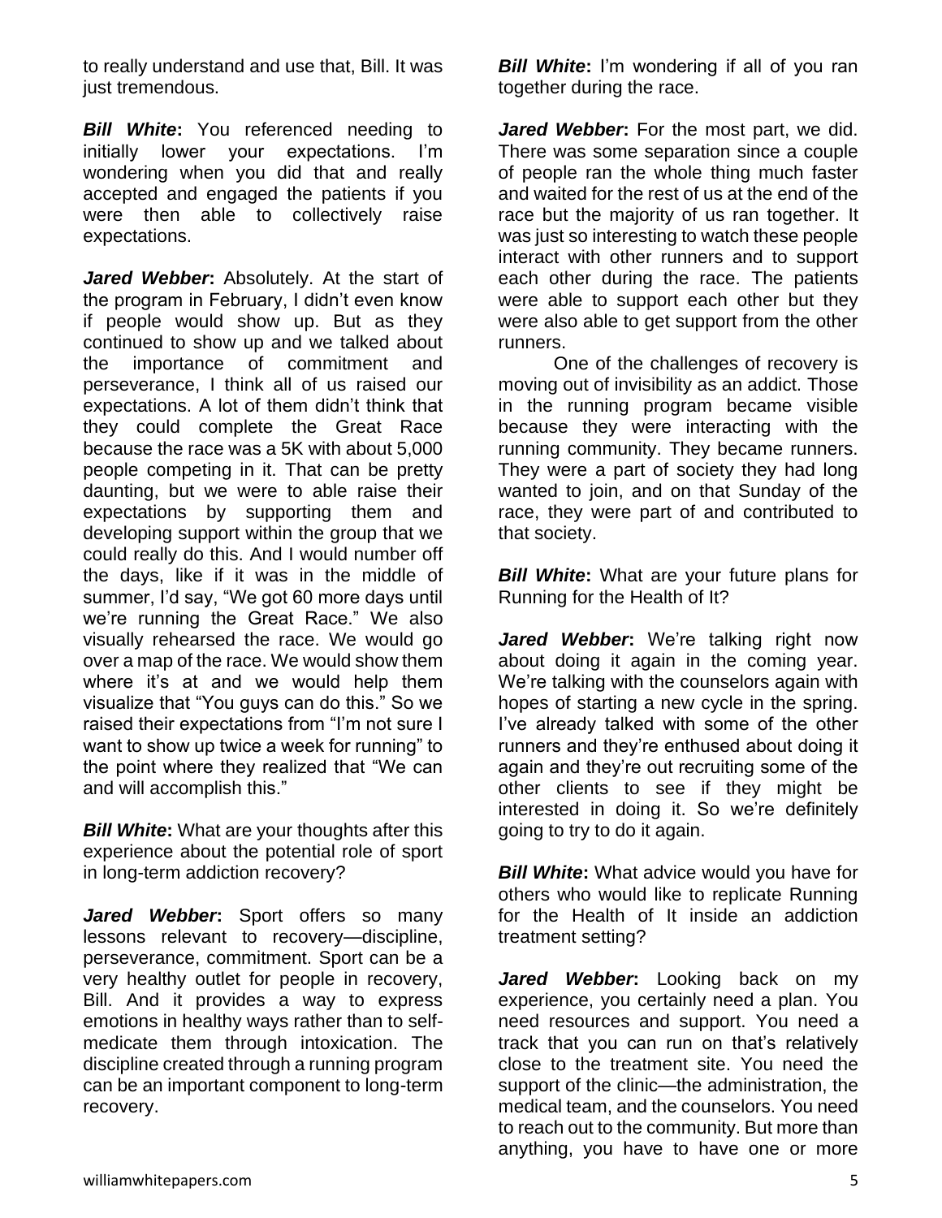to really understand and use that, Bill. It was just tremendous.

***Bill White*****:** You referenced needing to initially lower your expectations. I'm wondering when you did that and really accepted and engaged the patients if you were then able to collectively raise expectations.

***Jared Webber*****:** Absolutely. At the start of the program in February, I didn't even know if people would show up. But as they continued to show up and we talked about the importance of commitment and perseverance, I think all of us raised our expectations. A lot of them didn't think that they could complete the Great Race because the race was a 5K with about 5,000 people competing in it. That can be pretty daunting, but we were to able raise their expectations by supporting them and developing support within the group that we could really do this. And I would number off the days, like if it was in the middle of summer, I'd say, "We got 60 more days until we're running the Great Race." We also visually rehearsed the race. We would go over a map of the race. We would show them where it's at and we would help them visualize that "You guys can do this." So we raised their expectations from "I'm not sure I want to show up twice a week for running" to the point where they realized that "We can and will accomplish this."

***Bill White*****:** What are your thoughts after this experience about the potential role of sport in long-term addiction recovery?

***Jared Webber*****:** Sport offers so many lessons relevant to recovery—discipline, perseverance, commitment. Sport can be a very healthy outlet for people in recovery, Bill. And it provides a way to express emotions in healthy ways rather than to self-medicate them through intoxication. The discipline created through a running program can be an important component to long-term recovery.

***Bill White*****:** I'm wondering if all of you ran together during the race.

***Jared Webber*****:** For the most part, we did. There was some separation since a couple of people ran the whole thing much faster and waited for the rest of us at the end of the race but the majority of us ran together. It was just so interesting to watch these people interact with other runners and to support each other during the race. The patients were able to support each other but they were also able to get support from the other runners.

One of the challenges of recovery is moving out of invisibility as an addict. Those in the running program became visible because they were interacting with the running community. They became runners. They were a part of society they had long wanted to join, and on that Sunday of the race, they were part of and contributed to that society.

***Bill White*****:** What are your future plans for Running for the Health of It?

***Jared Webber*****:** We're talking right now about doing it again in the coming year. We're talking with the counselors again with hopes of starting a new cycle in the spring. I've already talked with some of the other runners and they're enthused about doing it again and they're out recruiting some of the other clients to see if they might be interested in doing it. So we're definitely going to try to do it again.

***Bill White*****:** What advice would you have for others who would like to replicate Running for the Health of It inside an addiction treatment setting?

***Jared Webber*****:** Looking back on my experience, you certainly need a plan. You need resources and support. You need a track that you can run on that's relatively close to the treatment site. You need the support of the clinic—the administration, the medical team, and the counselors. You need to reach out to the community. But more than anything, you have to have one or more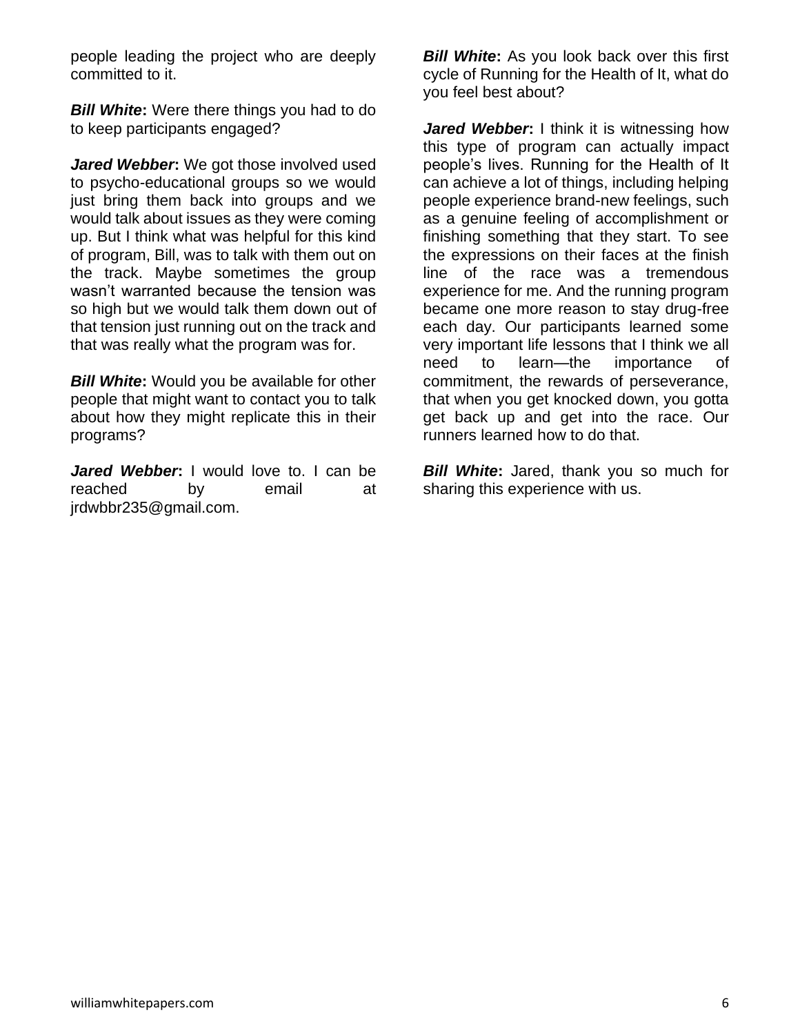people leading the project who are deeply committed to it.

***Bill White*:** Were there things you had to do to keep participants engaged?

***Jared Webber*:** We got those involved used to psycho-educational groups so we would just bring them back into groups and we would talk about issues as they were coming up. But I think what was helpful for this kind of program, Bill, was to talk with them out on the track. Maybe sometimes the group wasn't warranted because the tension was so high but we would talk them down out of that tension just running out on the track and that was really what the program was for.

***Bill White*:** Would you be available for other people that might want to contact you to talk about how they might replicate this in their programs?

***Jared Webber*:** I would love to. I can be reached by email at jrdwbbr235@gmail.com.

***Bill White*:** As you look back over this first cycle of Running for the Health of It, what do you feel best about?

***Jared Webber*:** I think it is witnessing how this type of program can actually impact people's lives. Running for the Health of It can achieve a lot of things, including helping people experience brand-new feelings, such as a genuine feeling of accomplishment or finishing something that they start. To see the expressions on their faces at the finish line of the race was a tremendous experience for me. And the running program became one more reason to stay drug-free each day. Our participants learned some very important life lessons that I think we all need to learn—the importance of commitment, the rewards of perseverance, that when you get knocked down, you gotta get back up and get into the race. Our runners learned how to do that.

***Bill White*:** Jared, thank you so much for sharing this experience with us.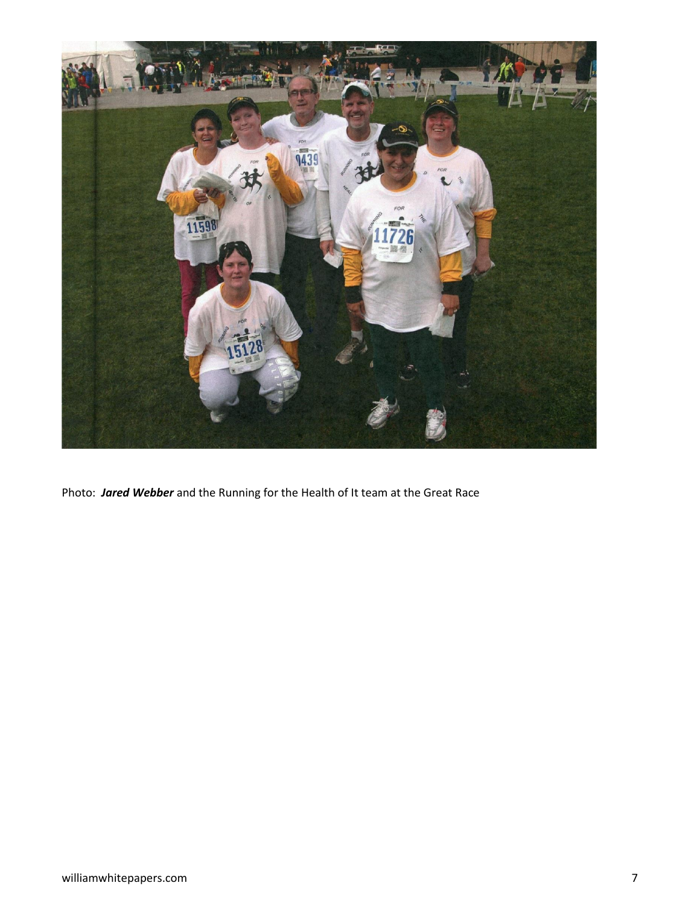Photo: ***Jared Webber*** and the Running for the Health of It team at the Great Race